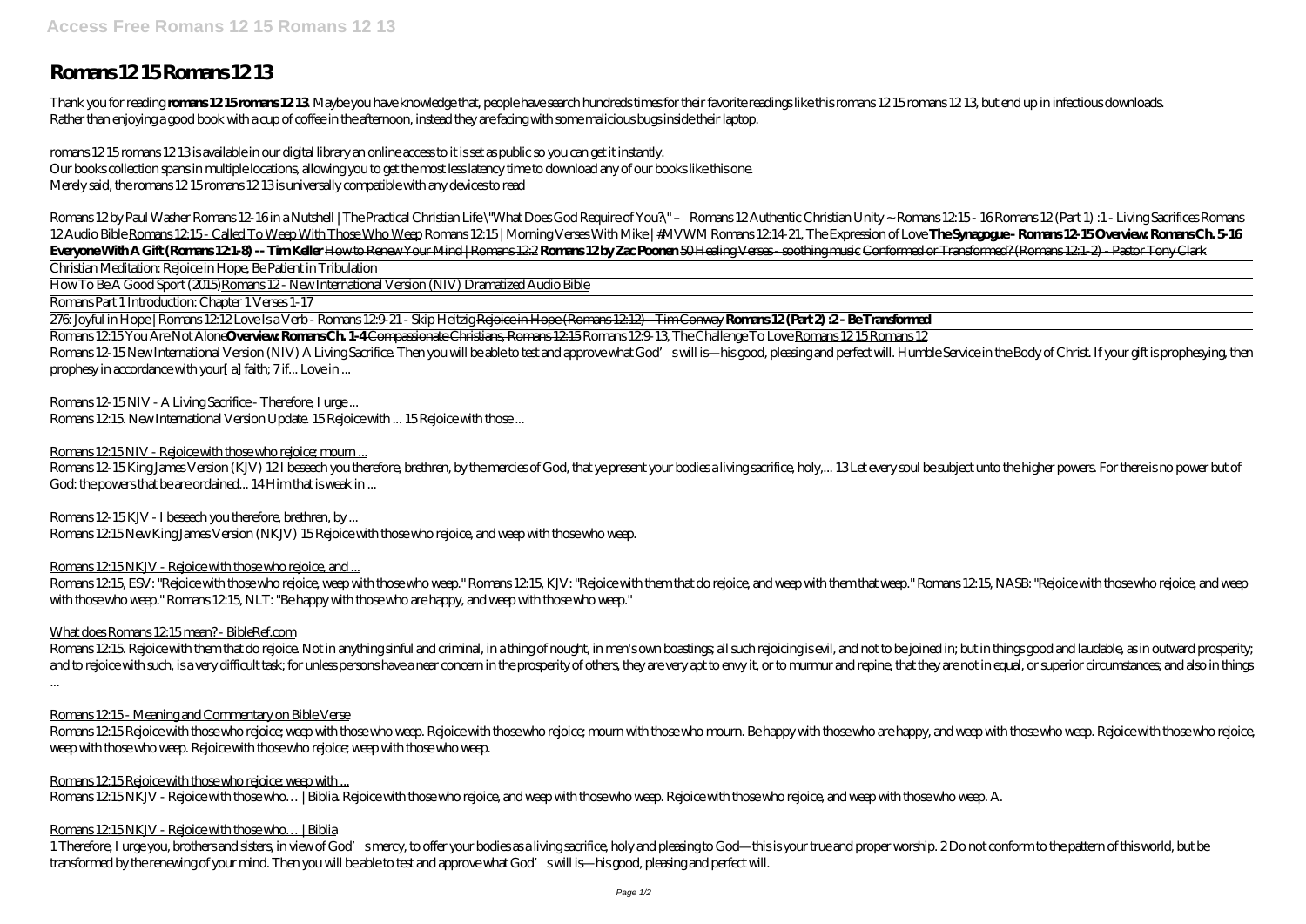# Romans 12 15 Romans 12 13

Thank you for reading **romans 12 15 romans 12 13**. Maybe you have knowledge that, people have search hundreds times for their favorite readings like this romans 12 15 romans 12 13, but end up in infectious downloads. Rather than enjoying a good book with a cup of coffee in the afternoon, instead they are facing with some malicious bugs inside their laptop.

romans 12 15 romans 12 13 is available in our digital library an online access to it is set as public so you can get it instantly.
Our books collection spans in multiple locations, allowing you to get the most less latency time to download any of our books like this one.
Merely said, the romans 12 15 romans 12 13 is universally compatible with any devices to read

*Romans 12 by Paul Washer Romans 12-16 in a Nutshell | The Practical Christian Life \"What Does God Require of You?\" – Romans 12* Authentic Christian Unity ~ Romans 12:15 - 16 *Romans 12 (Part 1) :1 - Living Sacrifices Romans 12 Audio Bible* Romans 12:15 - Called To Weep With Those Who Weep *Romans 12:15 | Morning Verses With Mike | #MVWM Romans 12:14-21, The Expression of Love* **The Synagogue - Romans 12-15 Overview: Romans Ch. 5-16 Everyone With A Gift (Romans 12:1-8) -- Tim Keller** How to Renew Your Mind | Romans 12:2 **Romans 12 by Zac Poonen** 50 Healing Verses - soothing music Conformed or Transformed? (Romans 12:1-2) - Pastor Tony Clark

Christian Meditation: Rejoice in Hope, Be Patient in Tribulation

How To Be A Good Sport (2015)Romans 12 - New International Version (NIV) Dramatized Audio Bible

Romans Part 1 Introduction: Chapter 1 Verses 1-17

276: Joyful in Hope | Romans 12:12 Love Is a Verb - Romans 12:9-21 - Skip Heitzig Rejoice in Hope (Romans 12:12) - Tim Conway **Romans 12 (Part 2) :2 - Be Transformed**

Romans 12:15 You Are Not Alone**Overview: Romans Ch. 1-4** Compassionate Christians, Romans 12:15 *Romans 12:9-13, The Challenge To Love* Romans 12 15 Romans 12

Romans 12-15 New International Version (NIV) A Living Sacrifice. Then you will be able to test and approve what God's will is—his good, pleasing and perfect will. Humble Service in the Body of Christ. If your gift is prophesying, then prophesy in accordance with your[ a] faith; 7 if... Love in ...

Romans 12-15 NIV - A Living Sacrifice - Therefore, I urge ...

Romans 12:15. New International Version Update. 15 Rejoice with ... 15 Rejoice with those ...

Romans 12:15 NIV - Rejoice with those who rejoice; mourn ...

Romans 12-15 King James Version (KJV) 12 I beseech you therefore, brethren, by the mercies of God, that ye present your bodies a living sacrifice, holy,... 13 Let every soul be subject unto the higher powers. For there is no power but of God: the powers that be are ordained... 14 Him that is weak in ...

Romans 12-15 KJV - I beseech you therefore, brethren, by ...

Romans 12:15 New King James Version (NKJV) 15 Rejoice with those who rejoice, and weep with those who weep.

Romans 12:15 NKJV - Rejoice with those who rejoice, and ...

Romans 12:15, ESV: "Rejoice with those who rejoice, weep with those who weep." Romans 12:15, KJV: "Rejoice with them that do rejoice, and weep with them that weep." Romans 12:15, NASB: "Rejoice with those who rejoice, and weep with those who weep." Romans 12:15, NLT: "Be happy with those who are happy, and weep with those who weep."

What does Romans 12:15 mean? - BibleRef.com

Romans 12:15. Rejoice with them that do rejoice. Not in anything sinful and criminal, in a thing of nought, in men's own boastings; all such rejoicing is evil, and not to be joined in; but in things good and laudable, as in outward prosperity; and to rejoice with such, is a very difficult task; for unless persons have a near concern in the prosperity of others, they are very apt to envy it, or to murmur and repine, that they are not in equal, or superior circumstances; and also in things ...

Romans 12:15 - Meaning and Commentary on Bible Verse

Romans 12:15 Rejoice with those who rejoice; weep with those who weep. Rejoice with those who rejoice; mourn with those who mourn. Be happy with those who are happy, and weep with those who weep. Rejoice with those who rejoice, weep with those who weep. Rejoice with those who rejoice; weep with those who weep.

Romans 12:15 Rejoice with those who rejoice; weep with ...

Romans 12:15 NKJV - Rejoice with those who… | Biblia. Rejoice with those who rejoice, and weep with those who weep. Rejoice with those who rejoice, and weep with those who weep. A.

Romans 12:15 NKJV - Rejoice with those who… | Biblia

1 Therefore, I urge you, brothers and sisters, in view of God's mercy, to offer your bodies as a living sacrifice, holy and pleasing to God—this is your true and proper worship. 2 Do not conform to the pattern of this world, but be transformed by the renewing of your mind. Then you will be able to test and approve what God's will is—his good, pleasing and perfect will.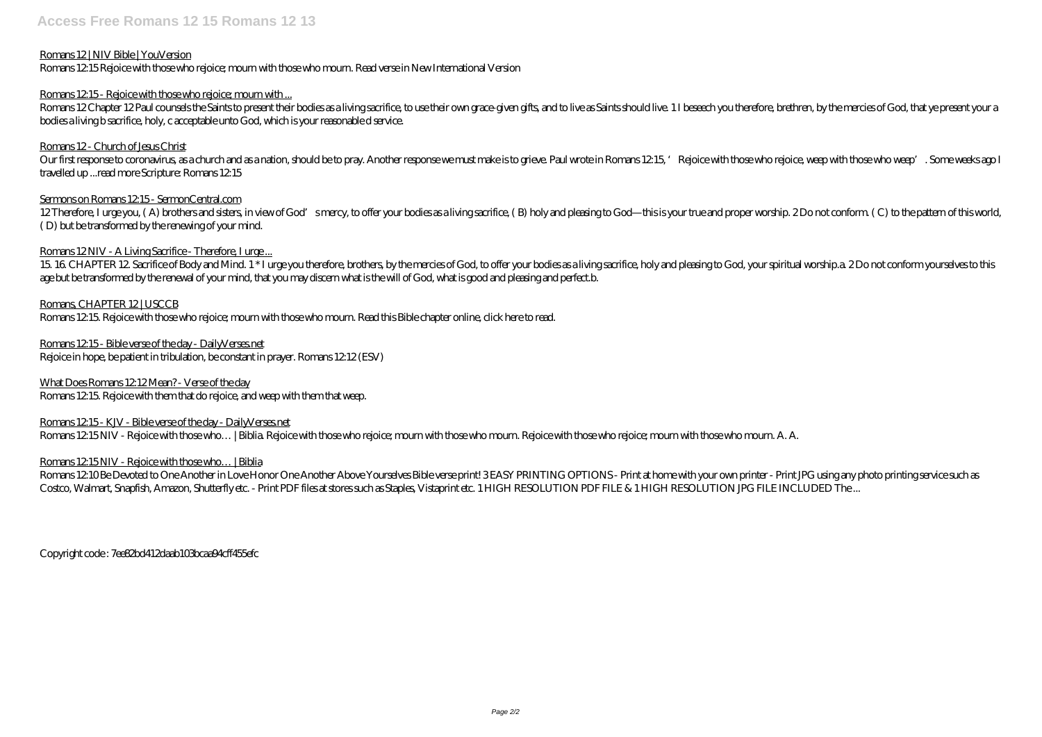Romans 12 | NIV Bible | YouVersion

Romans 12:15 Rejoice with those who rejoice; mourn with those who mourn. Read verse in New International Version

Romans 12:15 - Rejoice with those who rejoice; mourn with ...

Romans 12 Chapter 12 Paul counsels the Saints to present their bodies as a living sacrifice, to use their own grace-given gifts, and to live as Saints should live. 1 I beseech you therefore, brethren, by the mercies of God, that ye present your a bodies a living b sacrifice, holy, c acceptable unto God, which is your reasonable d service.

Romans 12 - Church of Jesus Christ

Our first response to coronavirus, as a church and as a nation, should be to pray. Another response we must make is to grieve. Paul wrote in Romans 12:15, ' Rejoice with those who rejoice, weep with those who weep'. Some weeks ago I travelled up ...read more Scripture: Romans 12:15

Sermons on Romans 12:15 - SermonCentral.com

12 Therefore, I urge you, ( A) brothers and sisters, in view of God's mercy, to offer your bodies as a living sacrifice, ( B) holy and pleasing to God—this is your true and proper worship. 2 Do not conform. ( C) to the pattern of this world, ( D) but be transformed by the renewing of your mind.

Romans 12 NIV - A Living Sacrifice - Therefore, I urge ...

15. 16. CHAPTER 12. Sacrifice of Body and Mind. 1 * I urge you therefore, brothers, by the mercies of God, to offer your bodies as a living sacrifice, holy and pleasing to God, your spiritual worship.a. 2 Do not conform yourselves to this age but be transformed by the renewal of your mind, that you may discern what is the will of God, what is good and pleasing and perfect.b.

Romans, CHAPTER 12 | USCCB

Romans 12:15. Rejoice with those who rejoice; mourn with those who mourn. Read this Bible chapter online, click here to read.

Romans 12:15 - Bible verse of the day - DailyVerses.net

Rejoice in hope, be patient in tribulation, be constant in prayer. Romans 12:12 (ESV)

What Does Romans 12:12 Mean? - Verse of the day

Romans 12:15. Rejoice with them that do rejoice, and weep with them that weep.

Romans 12:15 - KJV - Bible verse of the day - DailyVerses.net

Romans 12:15 NIV - Rejoice with those who… | Biblia. Rejoice with those who rejoice; mourn with those who mourn. Rejoice with those who rejoice; mourn with those who mourn. A. A.

Romans 12:15 NIV - Rejoice with those who… | Biblia

Romans 12:10 Be Devoted to One Another in Love Honor One Another Above Yourselves Bible verse print! 3 EASY PRINTING OPTIONS - Print at home with your own printer - Print JPG using any photo printing service such as Costco, Walmart, Snapfish, Amazon, Shutterfly etc. - Print PDF files at stores such as Staples, Vistaprint etc. 1 HIGH RESOLUTION PDF FILE & 1 HIGH RESOLUTION JPG FILE INCLUDED The ...

Copyright code : 7ee82bd412daab103bcaa94cff455efc